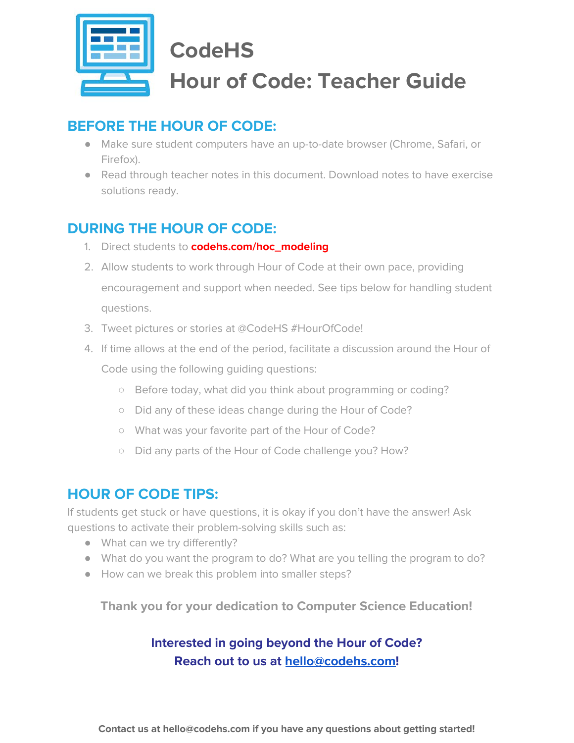# CodeHS
# Hour of Code: Teacher Guide

## BEFORE THE HOUR OF CODE:

- Make sure student computers have an up-to-date browser (Chrome, Safari, or Firefox).
- Read through teacher notes in this document. Download notes to have exercise solutions ready.

## DURING THE HOUR OF CODE:

1. Direct students to **codehs.com/hoc_modeling**
2. Allow students to work through Hour of Code at their own pace, providing encouragement and support when needed. See tips below for handling student questions.
3. Tweet pictures or stories at @CodeHS #HourOfCode!
4. If time allows at the end of the period, facilitate a discussion around the Hour of Code using the following guiding questions:
   - Before today, what did you think about programming or coding?
   - Did any of these ideas change during the Hour of Code?
   - What was your favorite part of the Hour of Code?
   - Did any parts of the Hour of Code challenge you? How?

## HOUR OF CODE TIPS:

If students get stuck or have questions, it is okay if you don't have the answer! Ask questions to activate their problem-solving skills such as:

- What can we try differently?
- What do you want the program to do? What are you telling the program to do?
- How can we break this problem into smaller steps?

**Thank you for your dedication to Computer Science Education!**

**Interested in going beyond the Hour of Code?**
**Reach out to us at hello@codehs.com!**

**Contact us at hello@codehs.com if you have any questions about getting started!**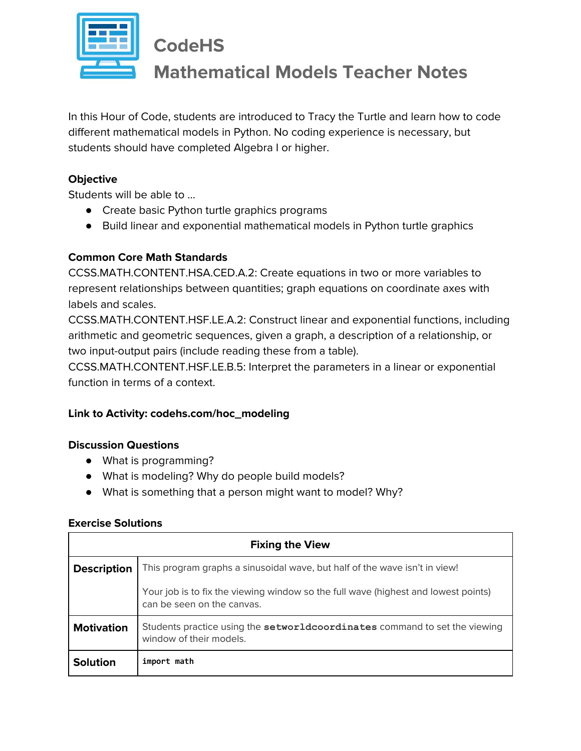# CodeHS
# Mathematical Models Teacher Notes

In this Hour of Code, students are introduced to Tracy the Turtle and learn how to code different mathematical models in Python. No coding experience is necessary, but students should have completed Algebra I or higher.

**Objective**

Students will be able to ...

- Create basic Python turtle graphics programs
- Build linear and exponential mathematical models in Python turtle graphics

**Common Core Math Standards**

CCSS.MATH.CONTENT.HSA.CED.A.2: Create equations in two or more variables to represent relationships between quantities; graph equations on coordinate axes with labels and scales.

CCSS.MATH.CONTENT.HSF.LE.A.2: Construct linear and exponential functions, including arithmetic and geometric sequences, given a graph, a description of a relationship, or two input-output pairs (include reading these from a table).

CCSS.MATH.CONTENT.HSF.LE.B.5: Interpret the parameters in a linear or exponential function in terms of a context.

**Link to Activity: codehs.com/hoc_modeling**

**Discussion Questions**

- What is programming?
- What is modeling? Why do people build models?
- What is something that a person might want to model? Why?

**Exercise Solutions**

| Fixing the View | |
|---|---|
| **Description** | This program graphs a sinusoidal wave, but half of the wave isn't in view!<br><br>Your job is to fix the viewing window so the full wave (highest and lowest points) can be seen on the canvas. |
| **Motivation** | Students practice using the **`setworldcoordinates`** command to set the viewing window of their models. |
| **Solution** | `import math` |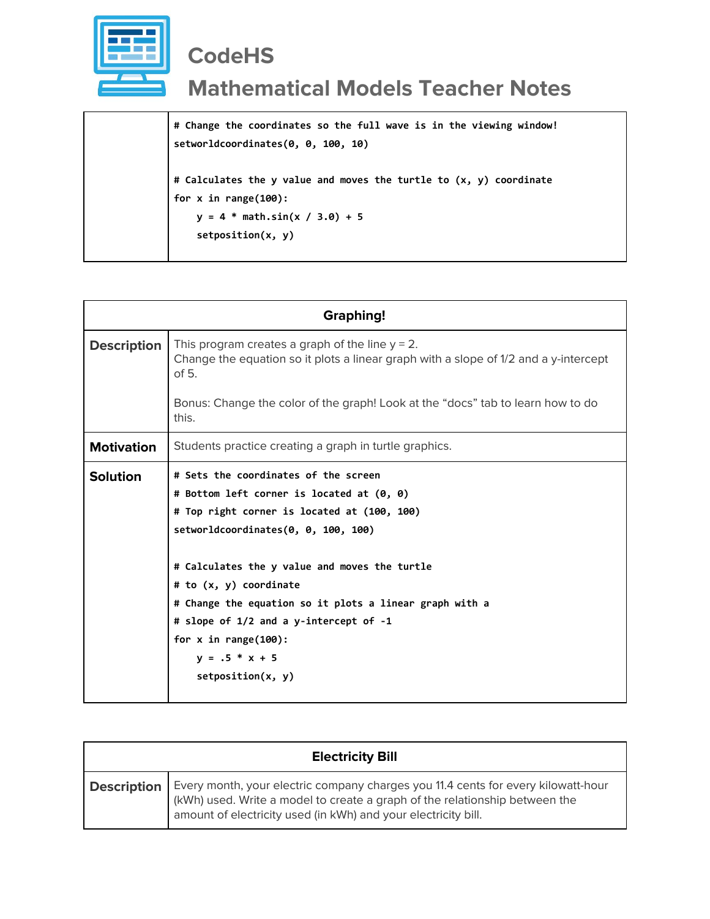```
# Change the coordinates so the full wave is in the viewing window!
setworldcoordinates(0, 0, 100, 10)

# Calculates the y value and moves the turtle to (x, y) coordinate
for x in range(100):
    y = 4 * math.sin(x / 3.0) + 5
    setposition(x, y)
```

## Graphing!

**Description**

This program creates a graph of the line y = 2.
Change the equation so it plots a linear graph with a slope of 1/2 and a y-intercept of 5.

Bonus: Change the color of the graph! Look at the "docs" tab to learn how to do this.

**Motivation**

Students practice creating a graph in turtle graphics.

**Solution**

```
# Sets the coordinates of the screen
# Bottom left corner is located at (0, 0)
# Top right corner is located at (100, 100)
setworldcoordinates(0, 0, 100, 100)

# Calculates the y value and moves the turtle
# to (x, y) coordinate
# Change the equation so it plots a linear graph with a
# slope of 1/2 and a y-intercept of -1
for x in range(100):
    y = .5 * x + 5
    setposition(x, y)
```

## Electricity Bill

**Description**

Every month, your electric company charges you 11.4 cents for every kilowatt-hour (kWh) used. Write a model to create a graph of the relationship between the amount of electricity used (in kWh) and your electricity bill.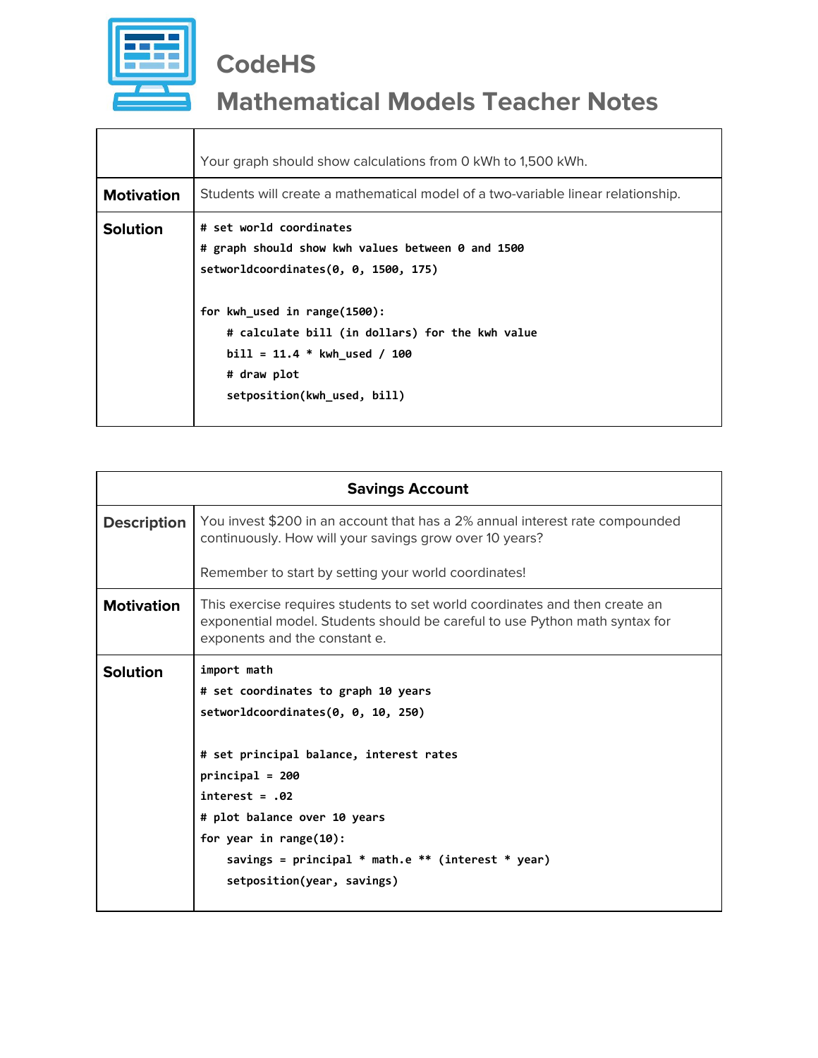# CodeHS

## Mathematical Models Teacher Notes

| | |
|---|---|
| | Your graph should show calculations from 0 kWh to 1,500 kWh. |
| **Motivation** | Students will create a mathematical model of a two-variable linear relationship. |
| **Solution** | `# set world coordinates`<br>`# graph should show kwh values between 0 and 1500`<br>`setworldcoordinates(0, 0, 1500, 175)`<br><br>`for kwh_used in range(1500):`<br>`    # calculate bill (in dollars) for the kwh value`<br>`    bill = 11.4 * kwh_used / 100`<br>`    # draw plot`<br>`    setposition(kwh_used, bill)` |

| Savings Account | |
|---|---|
| **Description** | You invest $200 in an account that has a 2% annual interest rate compounded continuously. How will your savings grow over 10 years?<br><br>Remember to start by setting your world coordinates! |
| **Motivation** | This exercise requires students to set world coordinates and then create an exponential model. Students should be careful to use Python math syntax for exponents and the constant e. |
| **Solution** | `import math`<br>`# set coordinates to graph 10 years`<br>`setworldcoordinates(0, 0, 10, 250)`<br><br>`# set principal balance, interest rates`<br>`principal = 200`<br>`interest = .02`<br>`# plot balance over 10 years`<br>`for year in range(10):`<br>`    savings = principal * math.e ** (interest * year)`<br>`    setposition(year, savings)` |